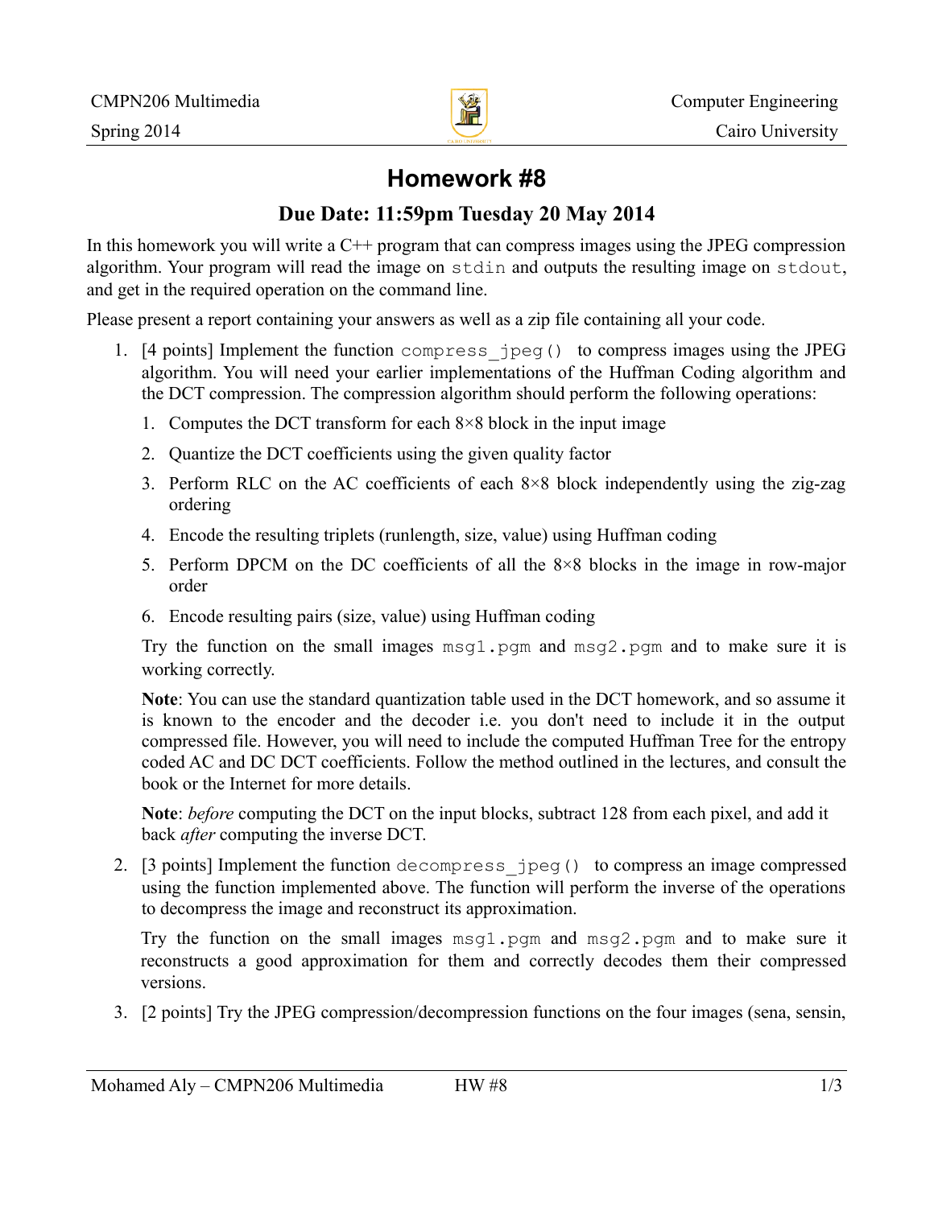CMPN206 Multimedia

Spring 2014

Computer Engineering

Cairo University

# Homework #8

## Due Date: 11:59pm Tuesday 20 May 2014

In this homework you will write a C++ program that can compress images using the JPEG compression algorithm. Your program will read the image on `stdin` and outputs the resulting image on `stdout`, and get in the required operation on the command line.

Please present a report containing your answers as well as a zip file containing all your code.

1. [4 points] Implement the function `compress_jpeg()` to compress images using the JPEG algorithm. You will need your earlier implementations of the Huffman Coding algorithm and the DCT compression. The compression algorithm should perform the following operations:

   1. Computes the DCT transform for each 8×8 block in the input image
   2. Quantize the DCT coefficients using the given quality factor
   3. Perform RLC on the AC coefficients of each 8×8 block independently using the zig-zag ordering
   4. Encode the resulting triplets (runlength, size, value) using Huffman coding
   5. Perform DPCM on the DC coefficients of all the 8×8 blocks in the image in row-major order
   6. Encode resulting pairs (size, value) using Huffman coding

   Try the function on the small images `msg1.pgm` and `msg2.pgm` and to make sure it is working correctly.

   **Note**: You can use the standard quantization table used in the DCT homework, and so assume it is known to the encoder and the decoder i.e. you don't need to include it in the output compressed file. However, you will need to include the computed Huffman Tree for the entropy coded AC and DC DCT coefficients. Follow the method outlined in the lectures, and consult the book or the Internet for more details.

   **Note**: *before* computing the DCT on the input blocks, subtract 128 from each pixel, and add it back *after* computing the inverse DCT.

2. [3 points] Implement the function `decompress_jpeg()` to compress an image compressed using the function implemented above. The function will perform the inverse of the operations to decompress the image and reconstruct its approximation.

   Try the function on the small images `msg1.pgm` and `msg2.pgm` and to make sure it reconstructs a good approximation for them and correctly decodes them their compressed versions.

3. [2 points] Try the JPEG compression/decompression functions on the four images (sena, sensin,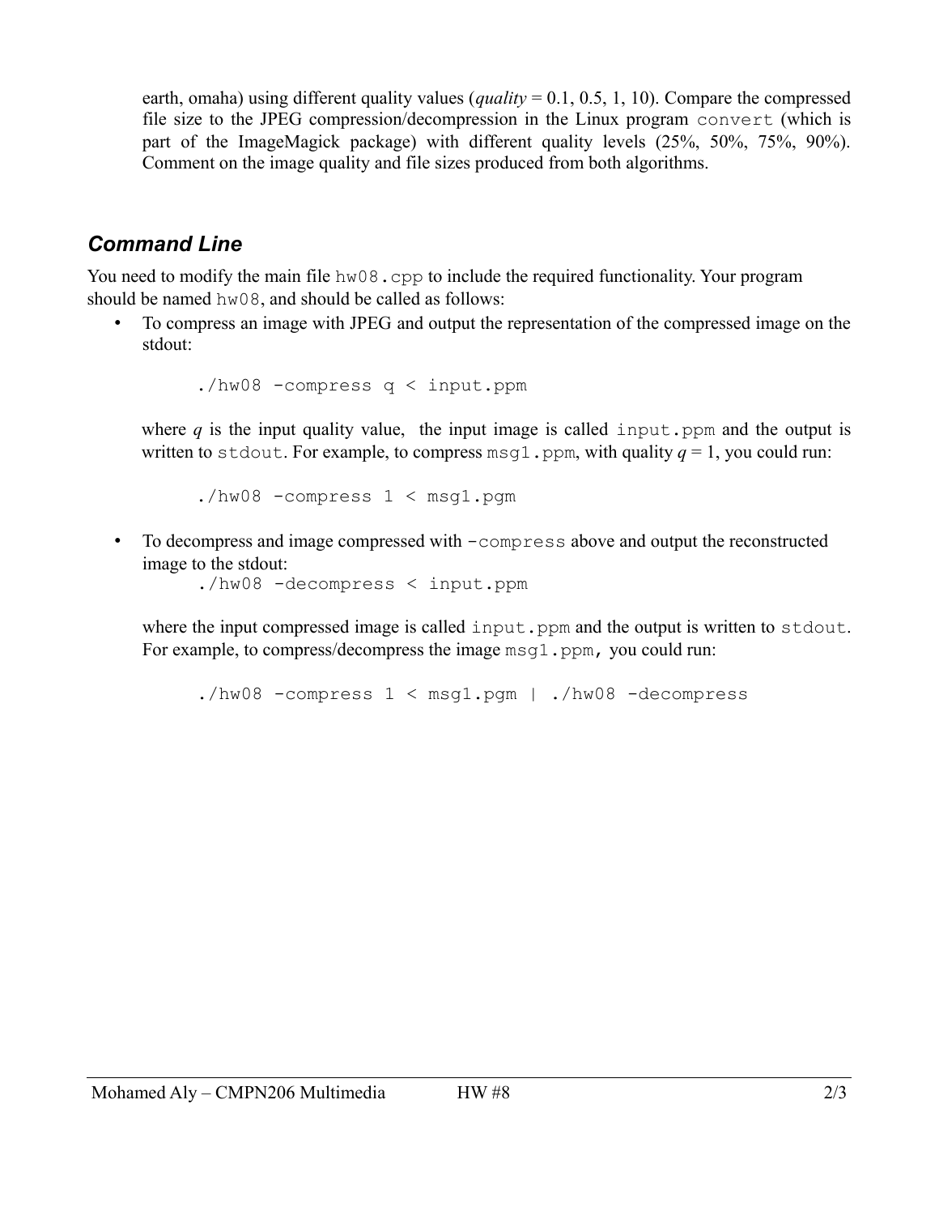earth, omaha) using different quality values (*quality* = 0.1, 0.5, 1, 10). Compare the compressed file size to the JPEG compression/decompression in the Linux program `convert` (which is part of the ImageMagick package) with different quality levels (25%, 50%, 75%, 90%). Comment on the image quality and file sizes produced from both algorithms.

## *Command Line*

You need to modify the main file `hw08.cpp` to include the required functionality. Your program should be named `hw08`, and should be called as follows:

- To compress an image with JPEG and output the representation of the compressed image on the stdout:

  ```
  ./hw08 -compress q < input.ppm
  ```

  where *q* is the input quality value, the input image is called `input.ppm` and the output is written to `stdout`. For example, to compress `msg1.ppm`, with quality *q* = 1, you could run:

  ```
  ./hw08 -compress 1 < msg1.pgm
  ```

- To decompress and image compressed with `-compress` above and output the reconstructed image to the stdout:

  ```
  ./hw08 -decompress < input.ppm
  ```

  where the input compressed image is called `input.ppm` and the output is written to `stdout`. For example, to compress/decompress the image `msg1.ppm,` you could run:

  ```
  ./hw08 -compress 1 < msg1.pgm | ./hw08 -decompress
  ```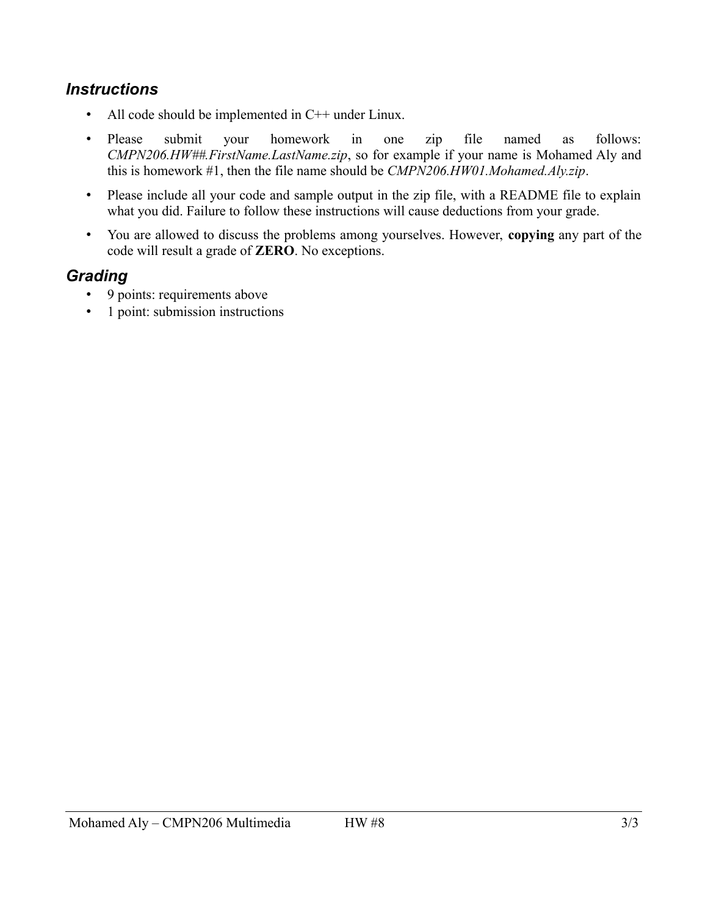### *Instructions*

- All code should be implemented in C++ under Linux.
- Please submit your homework in one zip file named as follows: *CMPN206.HW##.FirstName.LastName.zip*, so for example if your name is Mohamed Aly and this is homework #1, then the file name should be *CMPN206.HW01.Mohamed.Aly.zip*.
- Please include all your code and sample output in the zip file, with a README file to explain what you did. Failure to follow these instructions will cause deductions from your grade.
- You are allowed to discuss the problems among yourselves. However, **copying** any part of the code will result a grade of **ZERO**. No exceptions.

### *Grading*

- 9 points: requirements above
- 1 point: submission instructions